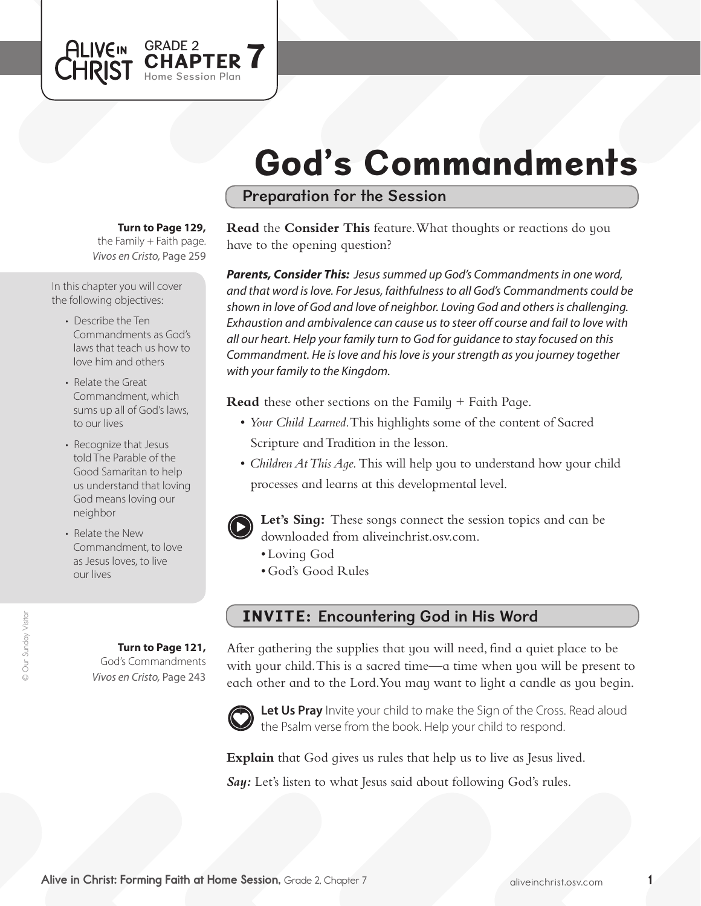ALIVE IN CHRIST GRADE 2 **CHAPTER 7** Home Session Plan

# God's Commandments

## Preparation for the Session

**Turn to Page 129,** the Family + Faith page. *Vivos en Cristo,* Page 259

In this chapter you will cover the following objectives:

- Describe the Ten Commandments as God's laws that teach us how to love him and others
- Relate the Great Commandment, which sums up all of God's laws, to our lives
- Recognize that Jesus told The Parable of the Good Samaritan to help us understand that loving God means loving our neighbor
- Relate the New Commandment, to love as Jesus loves, to live our lives

**Read** the **Consider This** feature. What thoughts or reactions do you have to the opening question?

***Parents, Consider This:*** *Jesus summed up God's Commandments in one word, and that word is love. For Jesus, faithfulness to all God's Commandments could be shown in love of God and love of neighbor. Loving God and others is challenging. Exhaustion and ambivalence can cause us to steer off course and fail to love with all our heart. Help your family turn to God for guidance to stay focused on this Commandment. He is love and his love is your strength as you journey together with your family to the Kingdom.*

**Read** these other sections on the Family + Faith Page.

- *Your Child Learned.* This highlights some of the content of Sacred Scripture and Tradition in the lesson.
- *Children At This Age.* This will help you to understand how your child processes and learns at this developmental level.

**Let's Sing:** These songs connect the session topics and can be downloaded from aliveinchrist.osv.com.

- Loving God
- God's Good Rules

## INVITE: Encountering God in His Word

**Turn to Page 121,** God's Commandments *Vivos en Cristo,* Page 243

After gathering the supplies that you will need, find a quiet place to be with your child. This is a sacred time—a time when you will be present to each other and to the Lord. You may want to light a candle as you begin.

**Let Us Pray** Invite your child to make the Sign of the Cross. Read aloud the Psalm verse from the book. Help your child to respond.

**Explain** that God gives us rules that help us to live as Jesus lived.

***Say:*** Let's listen to what Jesus said about following God's rules.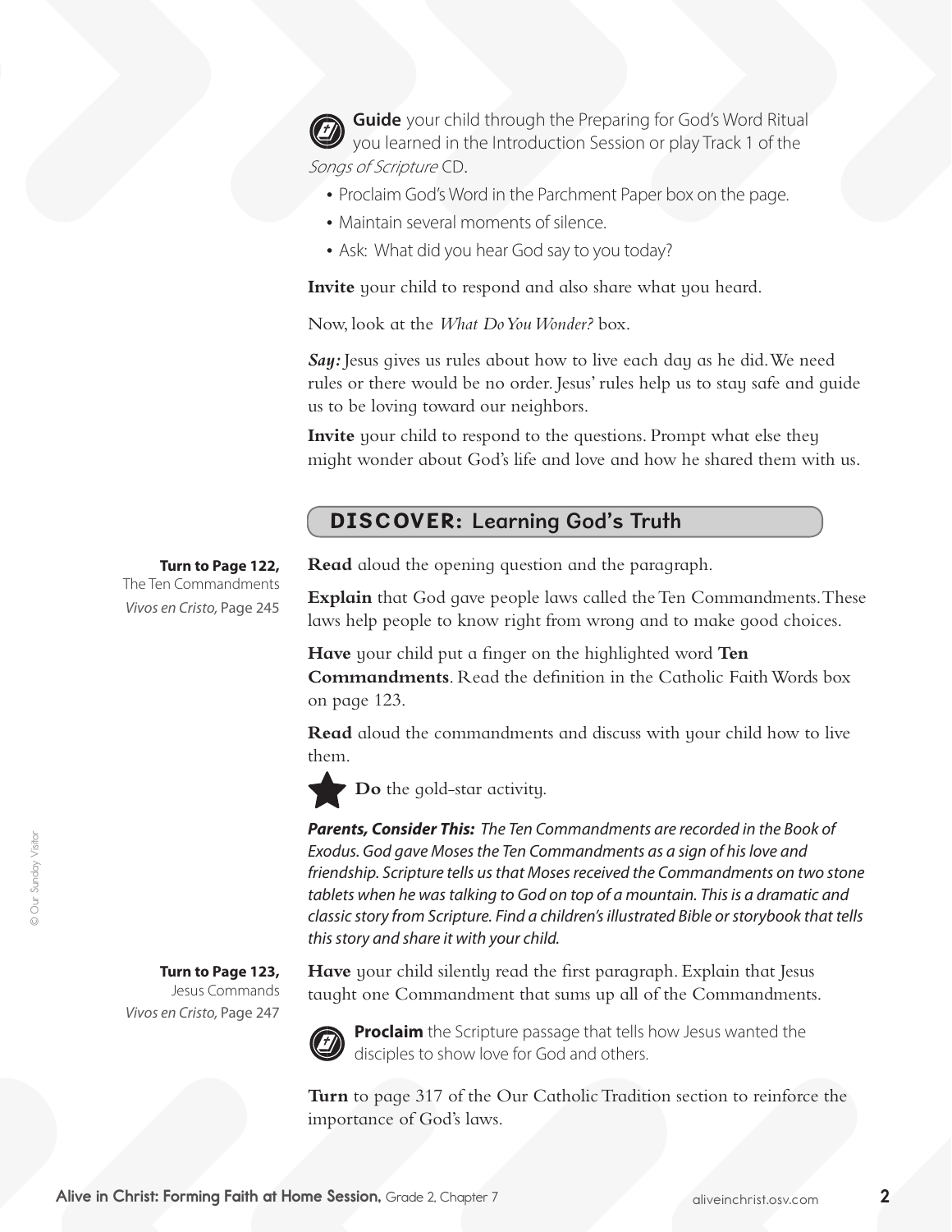**Guide** your child through the Preparing for God's Word Ritual you learned in the Introduction Session or play Track 1 of the *Songs of Scripture* CD.

- Proclaim God's Word in the Parchment Paper box on the page.
- Maintain several moments of silence.
- Ask: What did you hear God say to you today?

**Invite** your child to respond and also share what you heard.

Now, look at the *What Do You Wonder?* box.

***Say:*** Jesus gives us rules about how to live each day as he did. We need rules or there would be no order. Jesus' rules help us to stay safe and guide us to be loving toward our neighbors.

**Invite** your child to respond to the questions. Prompt what else they might wonder about God's life and love and how he shared them with us.

## DISCOVER: Learning God's Truth

**Turn to Page 122,**
The Ten Commandments
*Vivos en Cristo,* Page 245

**Read** aloud the opening question and the paragraph.

**Explain** that God gave people laws called the Ten Commandments. These laws help people to know right from wrong and to make good choices.

**Have** your child put a finger on the highlighted word **Ten Commandments**. Read the definition in the Catholic Faith Words box on page 123.

**Read** aloud the commandments and discuss with your child how to live them.

**Do** the gold-star activity.

***Parents, Consider This:*** *The Ten Commandments are recorded in the Book of Exodus. God gave Moses the Ten Commandments as a sign of his love and friendship. Scripture tells us that Moses received the Commandments on two stone tablets when he was talking to God on top of a mountain. This is a dramatic and classic story from Scripture. Find a children's illustrated Bible or storybook that tells this story and share it with your child.*

**Turn to Page 123,**
Jesus Commands
*Vivos en Cristo,* Page 247

**Have** your child silently read the first paragraph. Explain that Jesus taught one Commandment that sums up all of the Commandments.

**Proclaim** the Scripture passage that tells how Jesus wanted the disciples to show love for God and others.

**Turn** to page 317 of the Our Catholic Tradition section to reinforce the importance of God's laws.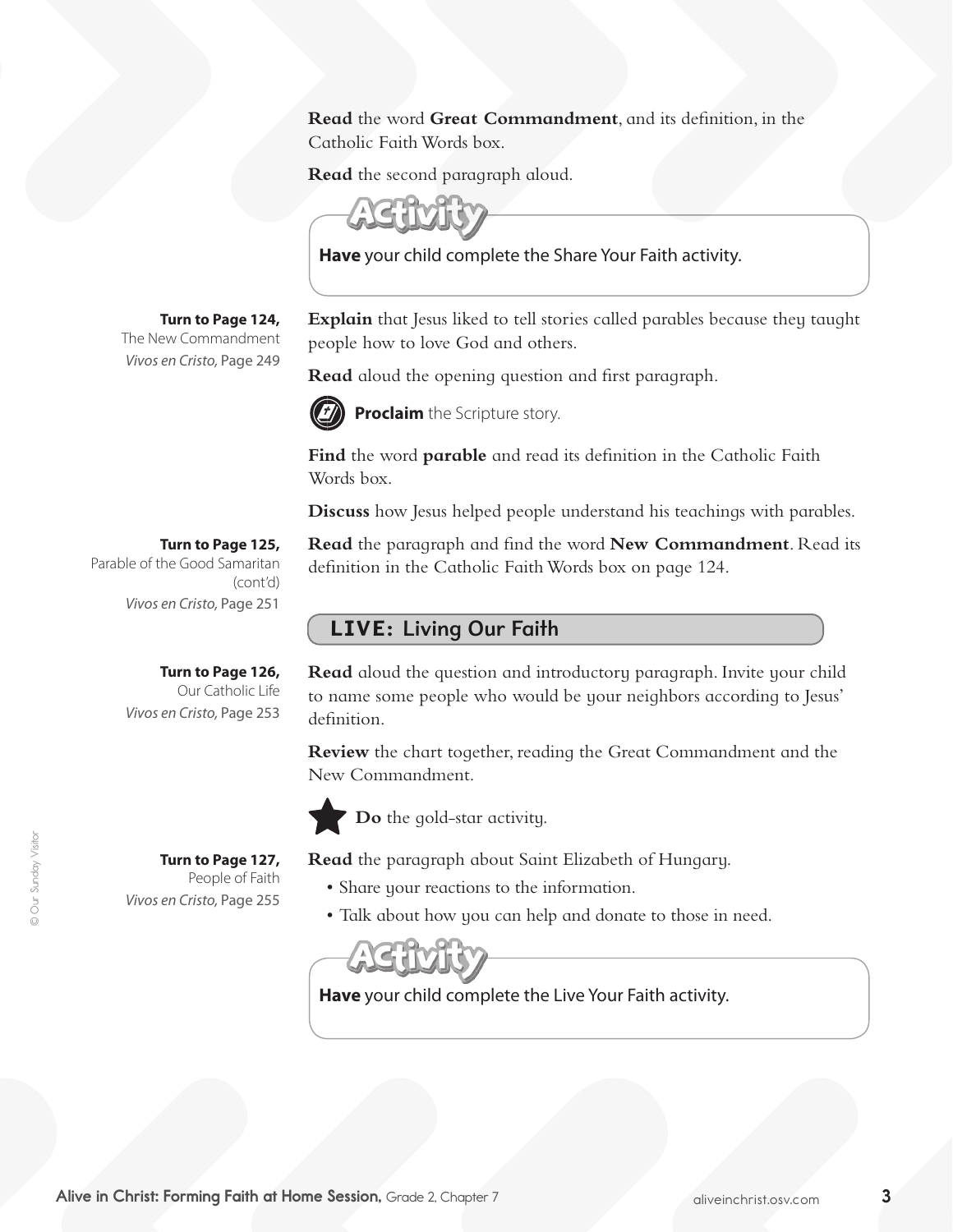**Read** the word **Great Commandment**, and its definition, in the Catholic Faith Words box.

**Read** the second paragraph aloud.

**Activity**

**Have** your child complete the Share Your Faith activity.

**Turn to Page 124,**
The New Commandment
*Vivos en Cristo,* Page 249

**Explain** that Jesus liked to tell stories called parables because they taught people how to love God and others.

**Read** aloud the opening question and first paragraph.

**Proclaim** the Scripture story.

**Find** the word **parable** and read its definition in the Catholic Faith Words box.

**Discuss** how Jesus helped people understand his teachings with parables.

**Turn to Page 125,**
Parable of the Good Samaritan (cont'd)
*Vivos en Cristo,* Page 251

**Read** the paragraph and find the word **New Commandment**. Read its definition in the Catholic Faith Words box on page 124.

## LIVE: Living Our Faith

**Turn to Page 126,**
Our Catholic Life
*Vivos en Cristo,* Page 253

**Read** aloud the question and introductory paragraph. Invite your child to name some people who would be your neighbors according to Jesus' definition.

**Review** the chart together, reading the Great Commandment and the New Commandment.

**Do** the gold-star activity.

**Turn to Page 127,**
People of Faith
*Vivos en Cristo,* Page 255

**Read** the paragraph about Saint Elizabeth of Hungary.

- Share your reactions to the information.
- Talk about how you can help and donate to those in need.

**Activity**

**Have** your child complete the Live Your Faith activity.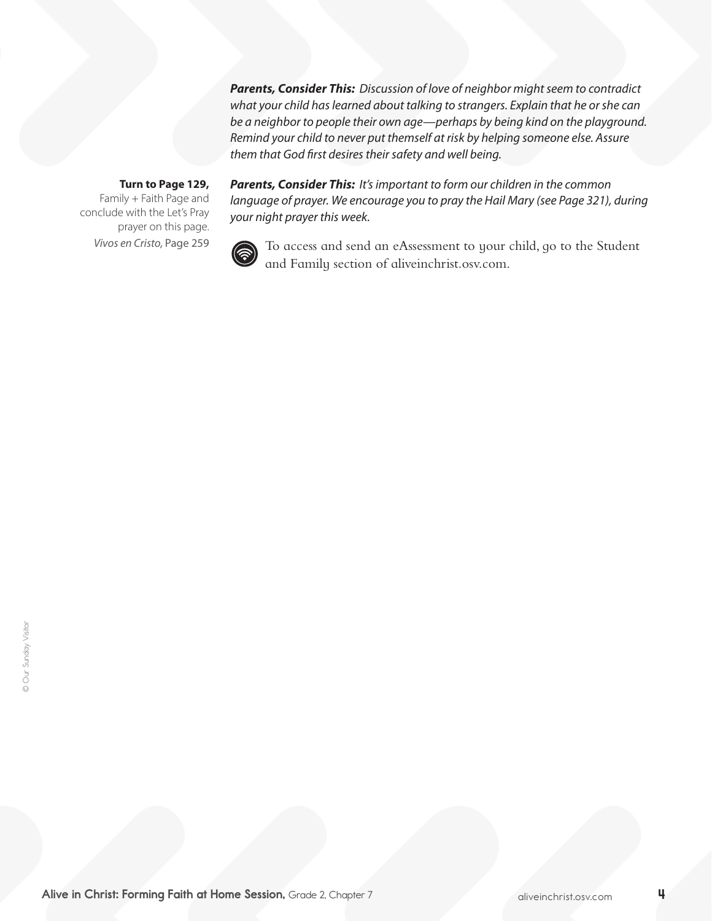***Parents, Consider This:*** *Discussion of love of neighbor might seem to contradict what your child has learned about talking to strangers. Explain that he or she can be a neighbor to people their own age—perhaps by being kind on the playground. Remind your child to never put themself at risk by helping someone else. Assure them that God first desires their safety and well being.*

**Turn to Page 129,** Family + Faith Page and conclude with the Let's Pray prayer on this page. *Vivos en Cristo,* Page 259

***Parents, Consider This:*** *It's important to form our children in the common language of prayer. We encourage you to pray the Hail Mary (see Page 321), during your night prayer this week.*

To access and send an eAssessment to your child, go to the Student and Family section of aliveinchrist.osv.com.